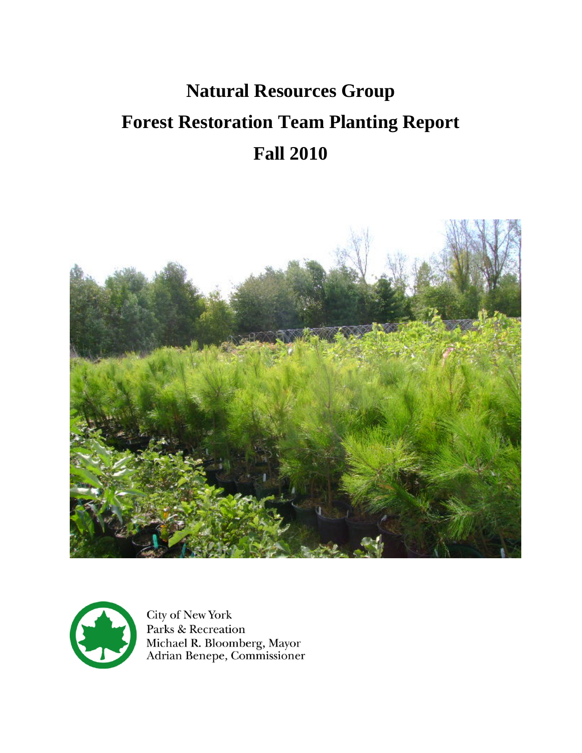# Natural Resources Group
# Forest Restoration Team Planting Report
# Fall 2010

City of New York
Parks & Recreation
Michael R. Bloomberg, Mayor
Adrian Benepe, Commissioner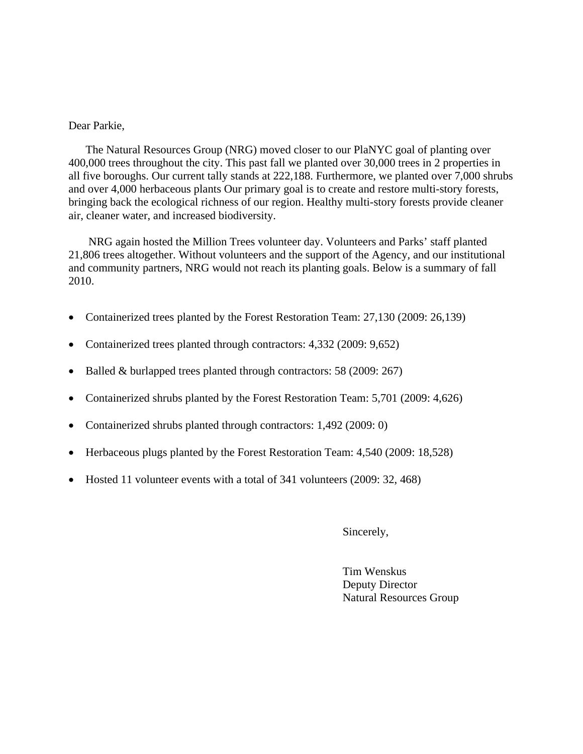Dear Parkie,

The Natural Resources Group (NRG) moved closer to our PlaNYC goal of planting over 400,000 trees throughout the city. This past fall we planted over 30,000 trees in 2 properties in all five boroughs. Our current tally stands at 222,188. Furthermore, we planted over 7,000 shrubs and over 4,000 herbaceous plants Our primary goal is to create and restore multi-story forests, bringing back the ecological richness of our region. Healthy multi-story forests provide cleaner air, cleaner water, and increased biodiversity.

NRG again hosted the Million Trees volunteer day. Volunteers and Parks' staff planted 21,806 trees altogether. Without volunteers and the support of the Agency, and our institutional and community partners, NRG would not reach its planting goals. Below is a summary of fall 2010.

- Containerized trees planted by the Forest Restoration Team: 27,130 (2009: 26,139)
- Containerized trees planted through contractors: 4,332 (2009: 9,652)
- Balled & burlapped trees planted through contractors: 58 (2009: 267)
- Containerized shrubs planted by the Forest Restoration Team: 5,701 (2009: 4,626)
- Containerized shrubs planted through contractors: 1,492 (2009: 0)
- Herbaceous plugs planted by the Forest Restoration Team: 4,540 (2009: 18,528)
- Hosted 11 volunteer events with a total of 341 volunteers (2009: 32, 468)

Sincerely,

Tim Wenskus
Deputy Director
Natural Resources Group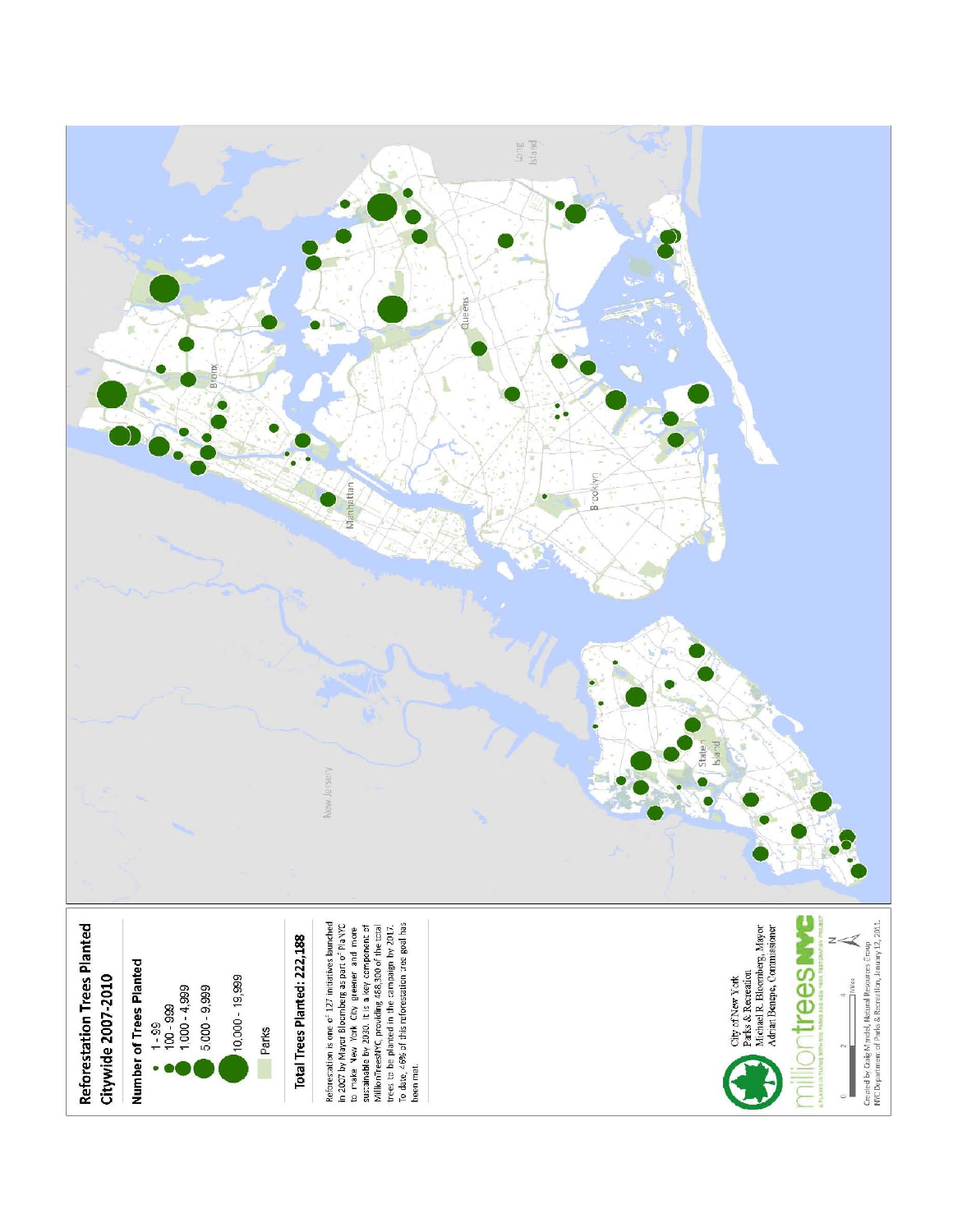# Reforestation Trees Planted Citywide 2007-2010

**Number of Trees Planted**

- 1 - 99
- 100 - 999
- 1,000 - 4,999
- 5,000 - 9,999
- 10,000 - 19,999
- Parks

**Total Trees Planted: 222,188**

Reforestation is one of 127 initiatives launched in 2007 by Mayor Bloomberg as part of PlaNYC to make New York City greener and more sustainable by 2030. It is a key component of MillionTreesNYC, providing 468,300 of the total trees to be planted in the campaign by 2017. To date, 46% of this reforestation tree goal has been met.

Bronx

Manhattan

Queens

Brooklyn

Staten Island

New Jersey

Long Island

City of New York
Parks & Recreation
Michael R. Bloomberg, Mayor
Adrian Benepe, Commissioner

milliontreesNYC

A PLANYC INITIATIVE WITH NYC PARKS AND NEW YORK RESTORATION PROJECT

0 2 4 Miles

Created by Craig Mandel, Natural Resources Group
NYC Department of Parks & Recreation, January 12, 2011.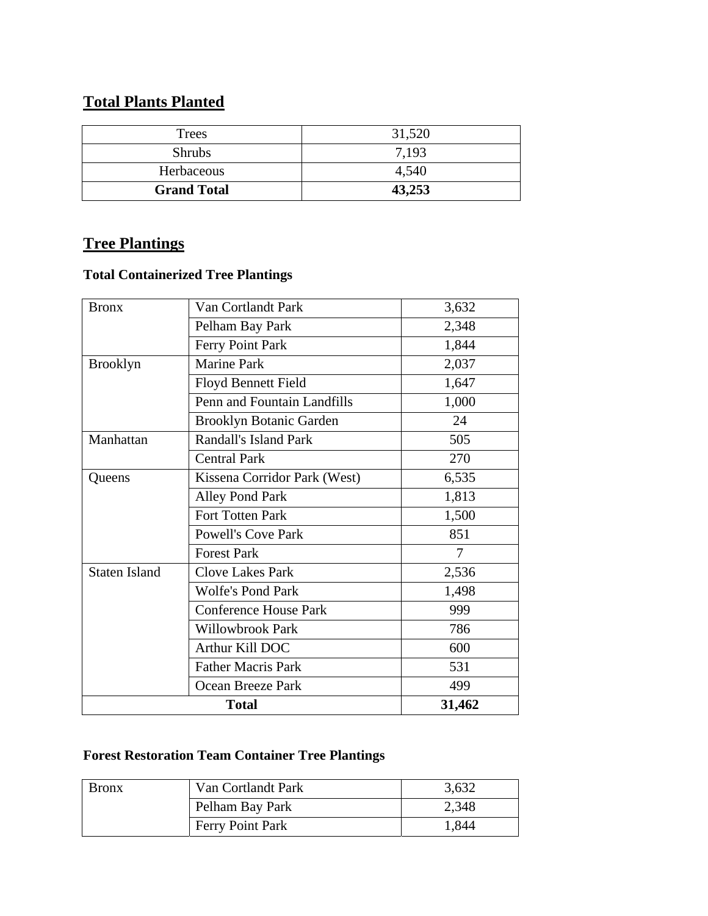## Total Plants Planted

| Trees | 31,520 |
|---|---|
| Shrubs | 7,193 |
| Herbaceous | 4,540 |
| **Grand Total** | **43,253** |

## Tree Plantings

### Total Containerized Tree Plantings

| Bronx | Van Cortlandt Park | 3,632 |
|---|---|---|
| | Pelham Bay Park | 2,348 |
| | Ferry Point Park | 1,844 |
| Brooklyn | Marine Park | 2,037 |
| | Floyd Bennett Field | 1,647 |
| | Penn and Fountain Landfills | 1,000 |
| | Brooklyn Botanic Garden | 24 |
| Manhattan | Randall's Island Park | 505 |
| | Central Park | 270 |
| Queens | Kissena Corridor Park (West) | 6,535 |
| | Alley Pond Park | 1,813 |
| | Fort Totten Park | 1,500 |
| | Powell's Cove Park | 851 |
| | Forest Park | 7 |
| Staten Island | Clove Lakes Park | 2,536 |
| | Wolfe's Pond Park | 1,498 |
| | Conference House Park | 999 |
| | Willowbrook Park | 786 |
| | Arthur Kill DOC | 600 |
| | Father Macris Park | 531 |
| | Ocean Breeze Park | 499 |
| **Total** | | **31,462** |

### Forest Restoration Team Container Tree Plantings

| Bronx | Van Cortlandt Park | 3,632 |
|---|---|---|
| | Pelham Bay Park | 2,348 |
| | Ferry Point Park | 1,844 |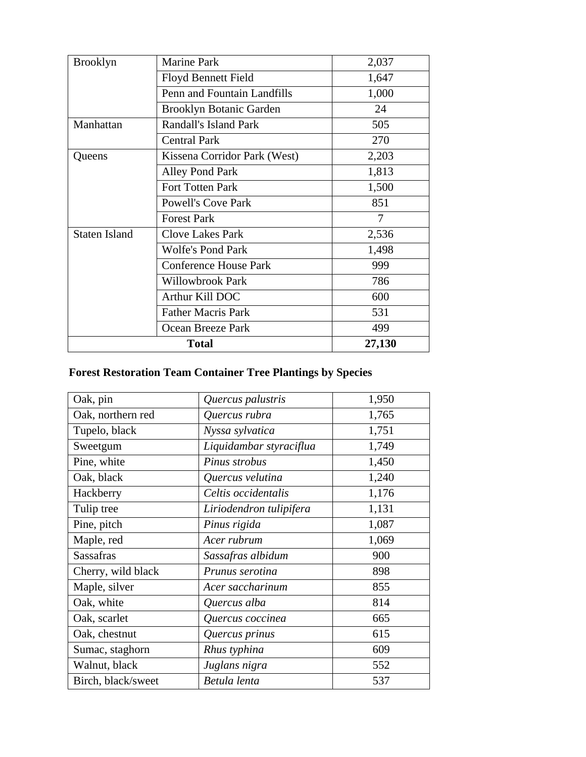| | | |
|---|---|---|
| Brooklyn | Marine Park | 2,037 |
| | Floyd Bennett Field | 1,647 |
| | Penn and Fountain Landfills | 1,000 |
| | Brooklyn Botanic Garden | 24 |
| Manhattan | Randall's Island Park | 505 |
| | Central Park | 270 |
| Queens | Kissena Corridor Park (West) | 2,203 |
| | Alley Pond Park | 1,813 |
| | Fort Totten Park | 1,500 |
| | Powell's Cove Park | 851 |
| | Forest Park | 7 |
| Staten Island | Clove Lakes Park | 2,536 |
| | Wolfe's Pond Park | 1,498 |
| | Conference House Park | 999 |
| | Willowbrook Park | 786 |
| | Arthur Kill DOC | 600 |
| | Father Macris Park | 531 |
| | Ocean Breeze Park | 499 |
| **Total** | | **27,130** |

**Forest Restoration Team Container Tree Plantings by Species**

| | | |
|---|---|---|
| Oak, pin | *Quercus palustris* | 1,950 |
| Oak, northern red | *Quercus rubra* | 1,765 |
| Tupelo, black | *Nyssa sylvatica* | 1,751 |
| Sweetgum | *Liquidambar styraciflua* | 1,749 |
| Pine, white | *Pinus strobus* | 1,450 |
| Oak, black | *Quercus velutina* | 1,240 |
| Hackberry | *Celtis occidentalis* | 1,176 |
| Tulip tree | *Liriodendron tulipifera* | 1,131 |
| Pine, pitch | *Pinus rigida* | 1,087 |
| Maple, red | *Acer rubrum* | 1,069 |
| Sassafras | *Sassafras albidum* | 900 |
| Cherry, wild black | *Prunus serotina* | 898 |
| Maple, silver | *Acer saccharinum* | 855 |
| Oak, white | *Quercus alba* | 814 |
| Oak, scarlet | *Quercus coccinea* | 665 |
| Oak, chestnut | *Quercus prinus* | 615 |
| Sumac, staghorn | *Rhus typhina* | 609 |
| Walnut, black | *Juglans nigra* | 552 |
| Birch, black/sweet | *Betula lenta* | 537 |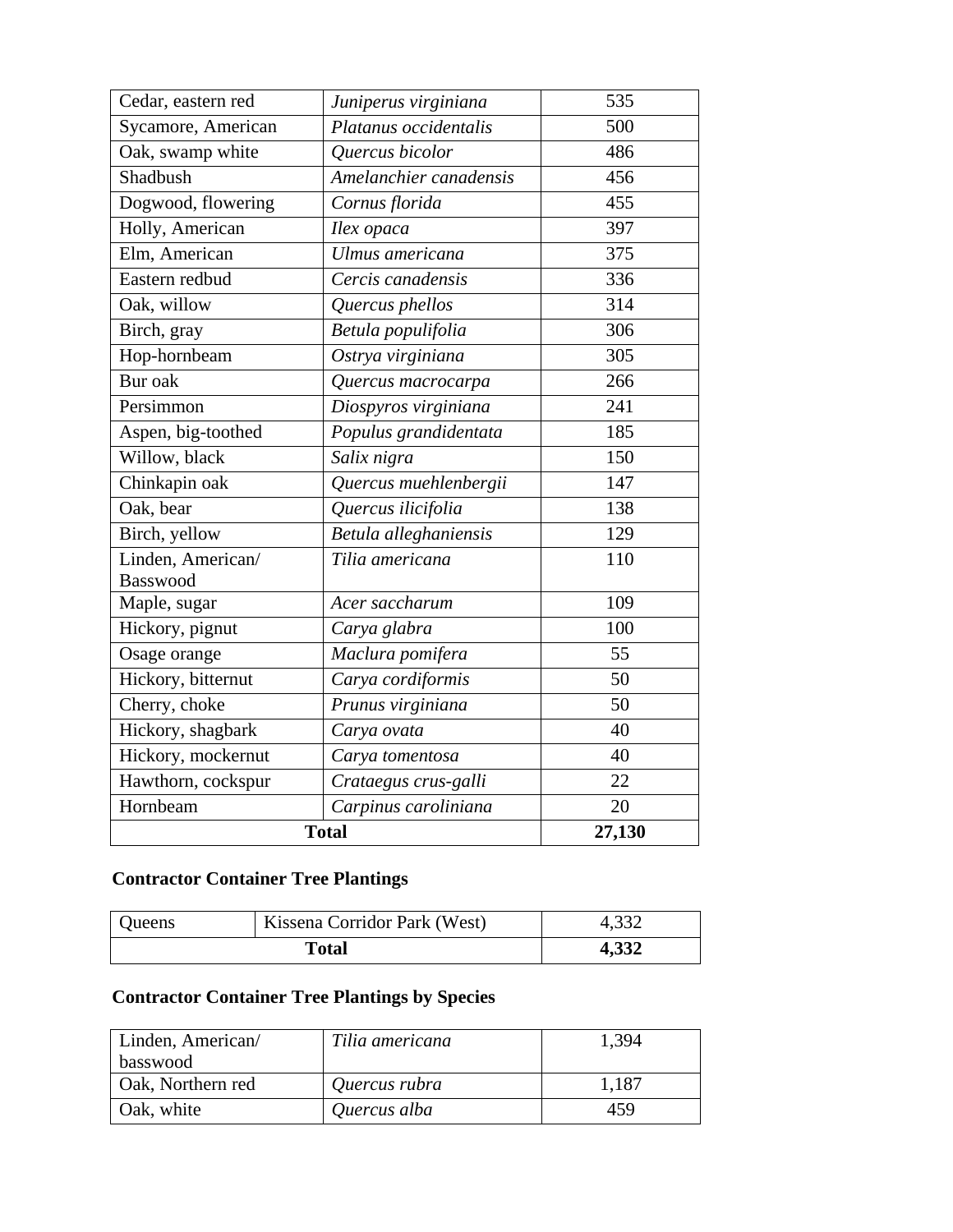| | | |
|---|---|---|
| Cedar, eastern red | *Juniperus virginiana* | 535 |
| Sycamore, American | *Platanus occidentalis* | 500 |
| Oak, swamp white | *Quercus bicolor* | 486 |
| Shadbush | *Amelanchier canadensis* | 456 |
| Dogwood, flowering | *Cornus florida* | 455 |
| Holly, American | *Ilex opaca* | 397 |
| Elm, American | *Ulmus americana* | 375 |
| Eastern redbud | *Cercis canadensis* | 336 |
| Oak, willow | *Quercus phellos* | 314 |
| Birch, gray | *Betula populifolia* | 306 |
| Hop-hornbeam | *Ostrya virginiana* | 305 |
| Bur oak | *Quercus macrocarpa* | 266 |
| Persimmon | *Diospyros virginiana* | 241 |
| Aspen, big-toothed | *Populus grandidentata* | 185 |
| Willow, black | *Salix nigra* | 150 |
| Chinkapin oak | *Quercus muehlenbergii* | 147 |
| Oak, bear | *Quercus ilicifolia* | 138 |
| Birch, yellow | *Betula alleghaniensis* | 129 |
| Linden, American/ Basswood | *Tilia americana* | 110 |
| Maple, sugar | *Acer saccharum* | 109 |
| Hickory, pignut | *Carya glabra* | 100 |
| Osage orange | *Maclura pomifera* | 55 |
| Hickory, bitternut | *Carya cordiformis* | 50 |
| Cherry, choke | *Prunus virginiana* | 50 |
| Hickory, shagbark | *Carya ovata* | 40 |
| Hickory, mockernut | *Carya tomentosa* | 40 |
| Hawthorn, cockspur | *Crataegus crus-galli* | 22 |
| Hornbeam | *Carpinus caroliniana* | 20 |
| **Total** | | **27,130** |

**Contractor Container Tree Plantings**

| | | |
|---|---|---|
| Queens | Kissena Corridor Park (West) | 4,332 |
| **Total** | | **4,332** |

**Contractor Container Tree Plantings by Species**

| | | |
|---|---|---|
| Linden, American/ basswood | *Tilia americana* | 1,394 |
| Oak, Northern red | *Quercus rubra* | 1,187 |
| Oak, white | *Quercus alba* | 459 |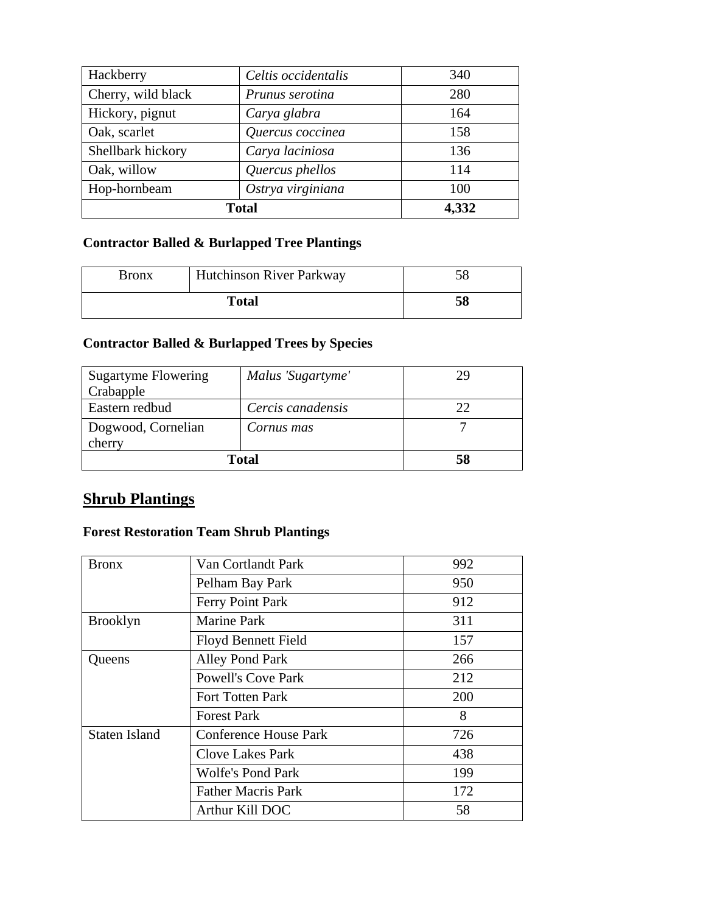| Hackberry | *Celtis occidentalis* | 340 |
|---|---|---|
| Cherry, wild black | *Prunus serotina* | 280 |
| Hickory, pignut | *Carya glabra* | 164 |
| Oak, scarlet | *Quercus coccinea* | 158 |
| Shellbark hickory | *Carya laciniosa* | 136 |
| Oak, willow | *Quercus phellos* | 114 |
| Hop-hornbeam | *Ostrya virginiana* | 100 |
| **Total** | | **4,332** |

**Contractor Balled & Burlapped Tree Plantings**

| Bronx | Hutchinson River Parkway | 58 |
|---|---|---|
| **Total** | | **58** |

**Contractor Balled & Burlapped Trees by Species**

| Sugartyme Flowering Crabapple | *Malus 'Sugartyme'* | 29 |
|---|---|---|
| Eastern redbud | *Cercis canadensis* | 22 |
| Dogwood, Cornelian cherry | *Cornus mas* | 7 |
| **Total** | | **58** |

## Shrub Plantings

**Forest Restoration Team Shrub Plantings**

| Bronx | Van Cortlandt Park | 992 |
|---|---|---|
| | Pelham Bay Park | 950 |
| | Ferry Point Park | 912 |
| Brooklyn | Marine Park | 311 |
| | Floyd Bennett Field | 157 |
| Queens | Alley Pond Park | 266 |
| | Powell's Cove Park | 212 |
| | Fort Totten Park | 200 |
| | Forest Park | 8 |
| Staten Island | Conference House Park | 726 |
| | Clove Lakes Park | 438 |
| | Wolfe's Pond Park | 199 |
| | Father Macris Park | 172 |
| | Arthur Kill DOC | 58 |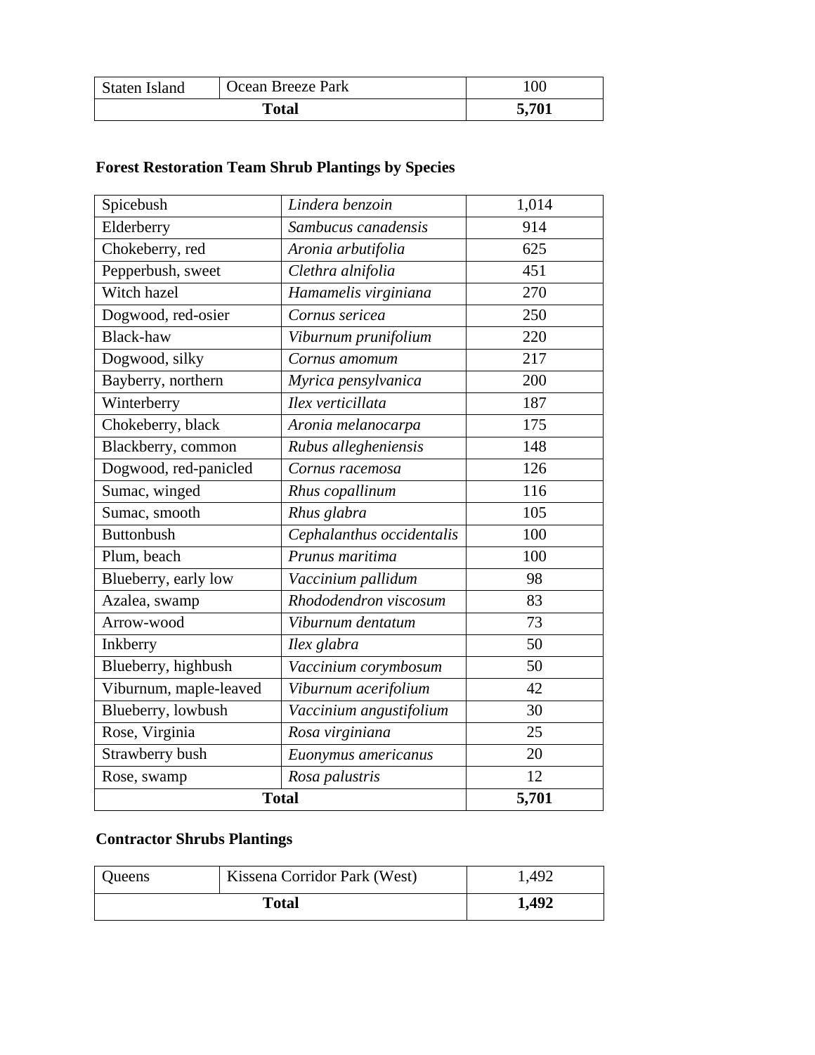| Staten Island | Ocean Breeze Park | 100 |
|---|---|---|
| **Total** | | **5,701** |

**Forest Restoration Team Shrub Plantings by Species**

| Spicebush | *Lindera benzoin* | 1,014 |
|---|---|---|
| Elderberry | *Sambucus canadensis* | 914 |
| Chokeberry, red | *Aronia arbutifolia* | 625 |
| Pepperbush, sweet | *Clethra alnifolia* | 451 |
| Witch hazel | *Hamamelis virginiana* | 270 |
| Dogwood, red-osier | *Cornus sericea* | 250 |
| Black-haw | *Viburnum prunifolium* | 220 |
| Dogwood, silky | *Cornus amomum* | 217 |
| Bayberry, northern | *Myrica pensylvanica* | 200 |
| Winterberry | *Ilex verticillata* | 187 |
| Chokeberry, black | *Aronia melanocarpa* | 175 |
| Blackberry, common | *Rubus allegheniensis* | 148 |
| Dogwood, red-panicled | *Cornus racemosa* | 126 |
| Sumac, winged | *Rhus copallinum* | 116 |
| Sumac, smooth | *Rhus glabra* | 105 |
| Buttonbush | *Cephalanthus occidentalis* | 100 |
| Plum, beach | *Prunus maritima* | 100 |
| Blueberry, early low | *Vaccinium pallidum* | 98 |
| Azalea, swamp | *Rhododendron viscosum* | 83 |
| Arrow-wood | *Viburnum dentatum* | 73 |
| Inkberry | *Ilex glabra* | 50 |
| Blueberry, highbush | *Vaccinium corymbosum* | 50 |
| Viburnum, maple-leaved | *Viburnum acerifolium* | 42 |
| Blueberry, lowbush | *Vaccinium angustifolium* | 30 |
| Rose, Virginia | *Rosa virginiana* | 25 |
| Strawberry bush | *Euonymus americanus* | 20 |
| Rose, swamp | *Rosa palustris* | 12 |
| **Total** | | **5,701** |

**Contractor Shrubs Plantings**

| Queens | Kissena Corridor Park (West) | 1,492 |
|---|---|---|
| **Total** | | **1,492** |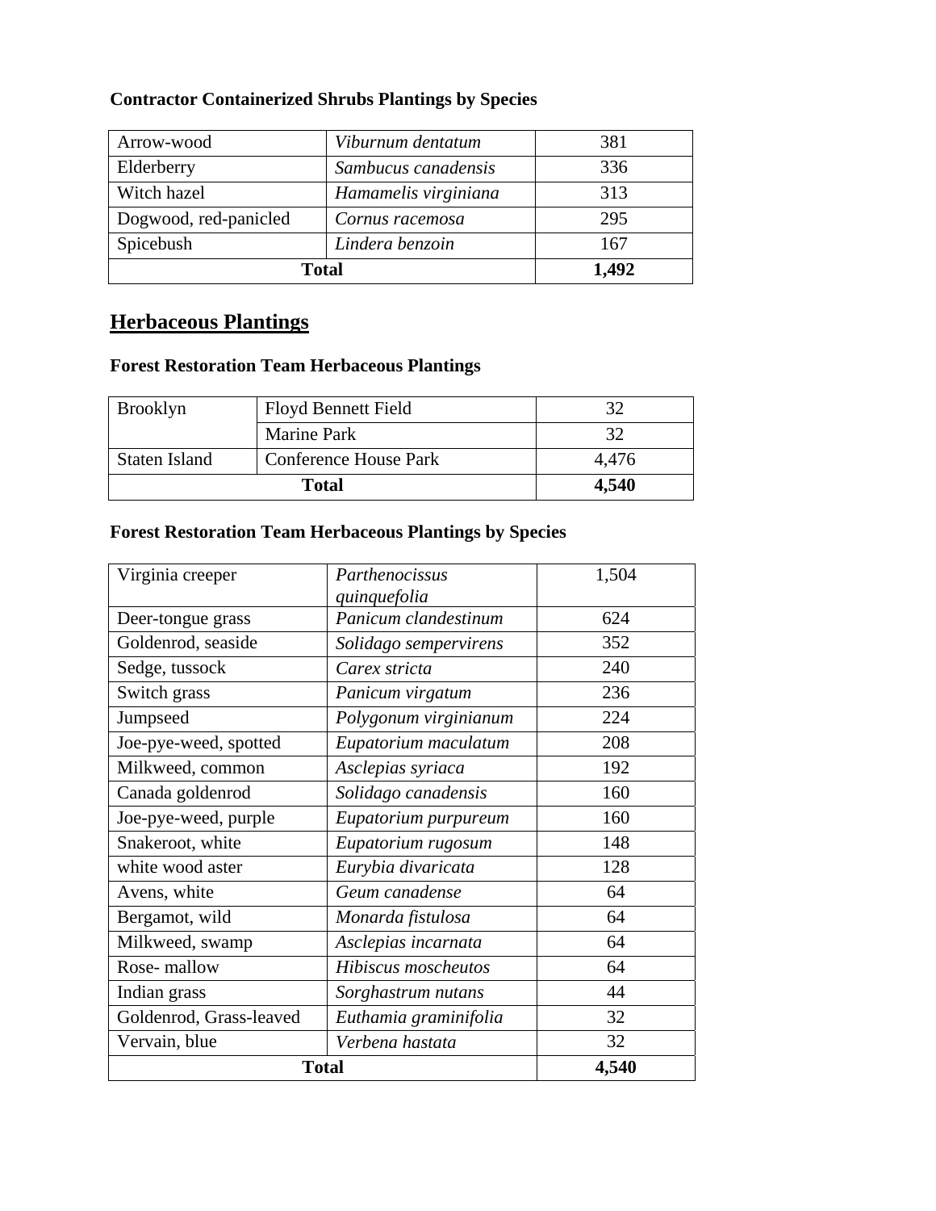**Contractor Containerized Shrubs Plantings by Species**

| | | |
|---|---|---|
| Arrow-wood | *Viburnum dentatum* | 381 |
| Elderberry | *Sambucus canadensis* | 336 |
| Witch hazel | *Hamamelis virginiana* | 313 |
| Dogwood, red-panicled | *Cornus racemosa* | 295 |
| Spicebush | *Lindera benzoin* | 167 |
| **Total** | | **1,492** |

## Herbaceous Plantings

**Forest Restoration Team Herbaceous Plantings**

| | | |
|---|---|---|
| Brooklyn | Floyd Bennett Field | 32 |
| | Marine Park | 32 |
| Staten Island | Conference House Park | 4,476 |
| **Total** | | **4,540** |

**Forest Restoration Team Herbaceous Plantings by Species**

| | | |
|---|---|---|
| Virginia creeper | *Parthenocissus quinquefolia* | 1,504 |
| Deer-tongue grass | *Panicum clandestinum* | 624 |
| Goldenrod, seaside | *Solidago sempervirens* | 352 |
| Sedge, tussock | *Carex stricta* | 240 |
| Switch grass | *Panicum virgatum* | 236 |
| Jumpseed | *Polygonum virginianum* | 224 |
| Joe-pye-weed, spotted | *Eupatorium maculatum* | 208 |
| Milkweed, common | *Asclepias syriaca* | 192 |
| Canada goldenrod | *Solidago canadensis* | 160 |
| Joe-pye-weed, purple | *Eupatorium purpureum* | 160 |
| Snakeroot, white | *Eupatorium rugosum* | 148 |
| white wood aster | *Eurybia divaricata* | 128 |
| Avens, white | *Geum canadense* | 64 |
| Bergamot, wild | *Monarda fistulosa* | 64 |
| Milkweed, swamp | *Asclepias incarnata* | 64 |
| Rose- mallow | *Hibiscus moscheutos* | 64 |
| Indian grass | *Sorghastrum nutans* | 44 |
| Goldenrod, Grass-leaved | *Euthamia graminifolia* | 32 |
| Vervain, blue | *Verbena hastata* | 32 |
| **Total** | | **4,540** |